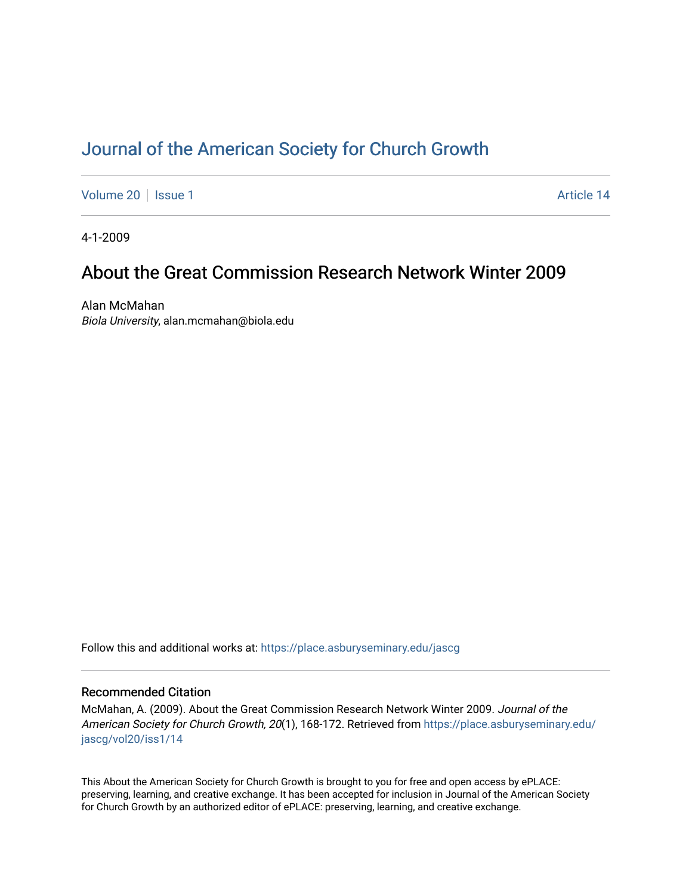# Journal of the American Society for Church Growth

Volume 20 | Issue 1 | Article 14

4-1-2009

## About the Great Commission Research Network Winter 2009

Alan McMahan
*Biola University*, alan.mcmahan@biola.edu

Follow this and additional works at: https://place.asburyseminary.edu/jascg

### Recommended Citation

McMahan, A. (2009). About the Great Commission Research Network Winter 2009. *Journal of the American Society for Church Growth, 20*(1), 168-172. Retrieved from https://place.asburyseminary.edu/jascg/vol20/iss1/14

This About the American Society for Church Growth is brought to you for free and open access by ePLACE: preserving, learning, and creative exchange. It has been accepted for inclusion in Journal of the American Society for Church Growth by an authorized editor of ePLACE: preserving, learning, and creative exchange.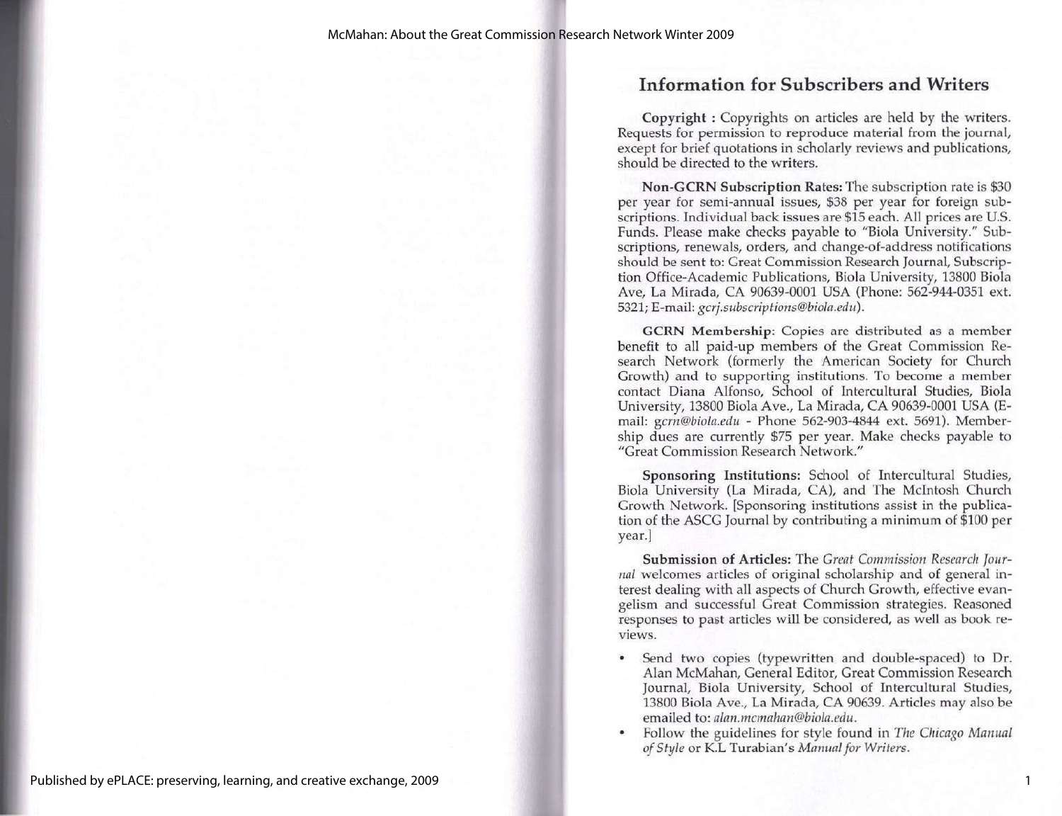## Information for Subscribers and Writers

**Copyright :** Copyrights on articles are held by the writers. Requests for permission to reproduce material from the journal, except for brief quotations in scholarly reviews and publications, should be directed to the writers.

**Non-GCRN Subscription Rates:** The subscription rate is $30 per year for semi-annual issues, $38 per year for foreign subscriptions. Individual back issues are $15 each. All prices are U.S. Funds. Please make checks payable to "Biola University." Subscriptions, renewals, orders, and change-of-address notifications should be sent to: Great Commission Research Journal, Subscription Office-Academic Publications, Biola University, 13800 Biola Ave, La Mirada, CA 90639-0001 USA (Phone: 562-944-0351 ext. 5321; E-mail: *gcrj.subscriptions@biola.edu*).

**GCRN Membership:** Copies are distributed as a member benefit to all paid-up members of the Great Commission Research Network (formerly the American Society for Church Growth) and to supporting institutions. To become a member contact Diana Alfonso, School of Intercultural Studies, Biola University, 13800 Biola Ave., La Mirada, CA 90639-0001 USA (E-mail: *gcrn@biola.edu* - Phone 562-903-4844 ext. 5691). Membership dues are currently $75 per year. Make checks payable to "Great Commission Research Network."

**Sponsoring Institutions:** School of Intercultural Studies, Biola University (La Mirada, CA), and The McIntosh Church Growth Network. [Sponsoring institutions assist in the publication of the ASCG Journal by contributing a minimum of $100 per year.]

**Submission of Articles:** The *Great Commission Research Journal* welcomes articles of original scholarship and of general interest dealing with all aspects of Church Growth, effective evangelism and successful Great Commission strategies. Reasoned responses to past articles will be considered, as well as book reviews.

- Send two copies (typewritten and double-spaced) to Dr. Alan McMahan, General Editor, Great Commission Research Journal, Biola University, School of Intercultural Studies, 13800 Biola Ave., La Mirada, CA 90639. Articles may also be emailed to: *alan.mcmahan@biola.edu*.
- Follow the guidelines for style found in *The Chicago Manual of Style* or K.L Turabian's *Manual for Writers*.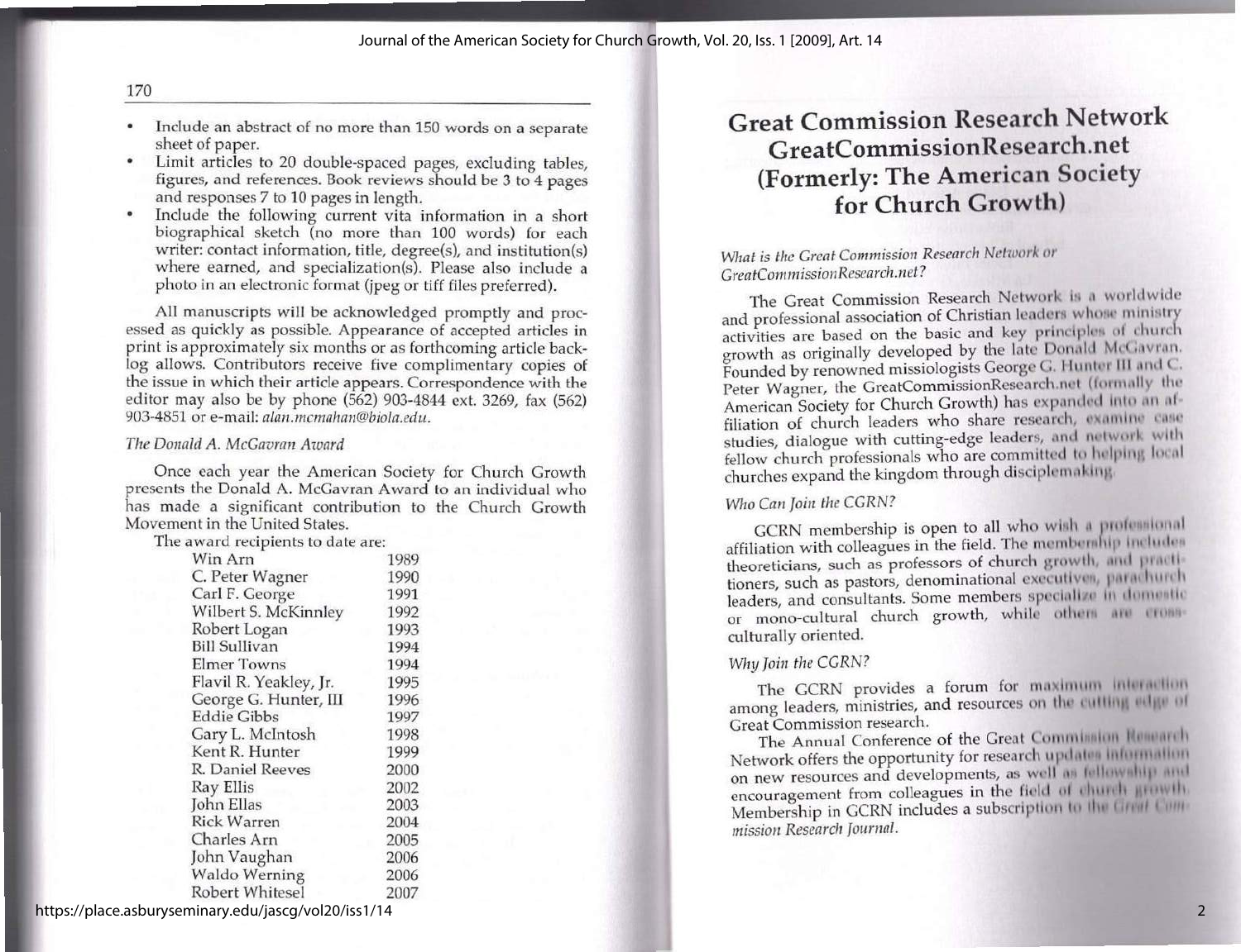- Include an abstract of no more than 150 words on a separate sheet of paper.
- Limit articles to 20 double-spaced pages, excluding tables, figures, and references. Book reviews should be 3 to 4 pages and responses 7 to 10 pages in length.
- Include the following current vita information in a short biographical sketch (no more than 100 words) for each writer: contact information, title, degree(s), and institution(s) where earned, and specialization(s). Please also include a photo in an electronic format (jpeg or tiff files preferred).

All manuscripts will be acknowledged promptly and processed as quickly as possible. Appearance of accepted articles in print is approximately six months or as forthcoming article backlog allows. Contributors receive five complimentary copies of the issue in which their article appears. Correspondence with the editor may also be by phone (562) 903-4844 ext. 3269, fax (562) 903-4851 or e-mail: *alan.mcmahan@biola.edu*.

*The Donald A. McGavran Award*

Once each year the American Society for Church Growth presents the Donald A. McGavran Award to an individual who has made a significant contribution to the Church Growth Movement in the United States.

The award recipients to date are:

| | |
|---|---|
| Win Arn | 1989 |
| C. Peter Wagner | 1990 |
| Carl F. George | 1991 |
| Wilbert S. McKinnley | 1992 |
| Robert Logan | 1993 |
| Bill Sullivan | 1994 |
| Elmer Towns | 1994 |
| Flavil R. Yeakley, Jr. | 1995 |
| George G. Hunter, III | 1996 |
| Eddie Gibbs | 1997 |
| Gary L. McIntosh | 1998 |
| Kent R. Hunter | 1999 |
| R. Daniel Reeves | 2000 |
| Ray Ellis | 2002 |
| John Ellas | 2003 |
| Rick Warren | 2004 |
| Charles Arn | 2005 |
| John Vaughan | 2006 |
| Waldo Werning | 2006 |
| Robert Whitesel | 2007 |

# Great Commission Research Network GreatCommissionResearch.net (Formerly: The American Society for Church Growth)

*What is the Great Commission Research Network or GreatCommissionResearch.net?*

The Great Commission Research Network is a worldwide and professional association of Christian leaders whose ministry activities are based on the basic and key principles of church growth as originally developed by the late Donald McGavran. Founded by renowned missiologists George G. Hunter III and C. Peter Wagner, the GreatCommissionResearch.net (formally the American Society for Church Growth) has expanded into an affiliation of church leaders who share research, examine case studies, dialogue with cutting-edge leaders, and network with fellow church professionals who are committed to helping local churches expand the kingdom through disciplemaking.

*Who Can Join the CGRN?*

GCRN membership is open to all who wish a professional affiliation with colleagues in the field. The membership includes theoreticians, such as professors of church growth, and practitioners, such as pastors, denominational executives, parachurch leaders, and consultants. Some members specialize in domestic or mono-cultural church growth, while others are cross-culturally oriented.

*Why Join the CGRN?*

The GCRN provides a forum for maximum interaction among leaders, ministries, and resources on the cutting edge of Great Commission research.

The Annual Conference of the Great Commission Research Network offers the opportunity for research updates information on new resources and developments, as well as fellowship and encouragement from colleagues in the field of church growth. Membership in GCRN includes a subscription to the *Great Commission Research Journal*.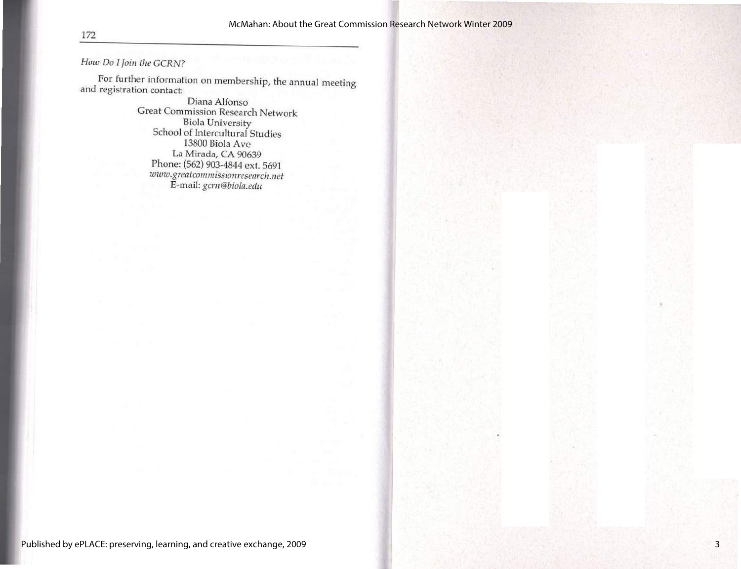*How Do I Join the GCRN?*

For further information on membership, the annual meeting and registration contact:

Diana Alfonso
Great Commission Research Network
Biola University
School of Intercultural Studies
13800 Biola Ave
La Mirada, CA 90639
Phone: (562) 903-4844 ext. 5691
*www.greatcommissionresearch.net*
E-mail: *gcrn@biola.edu*